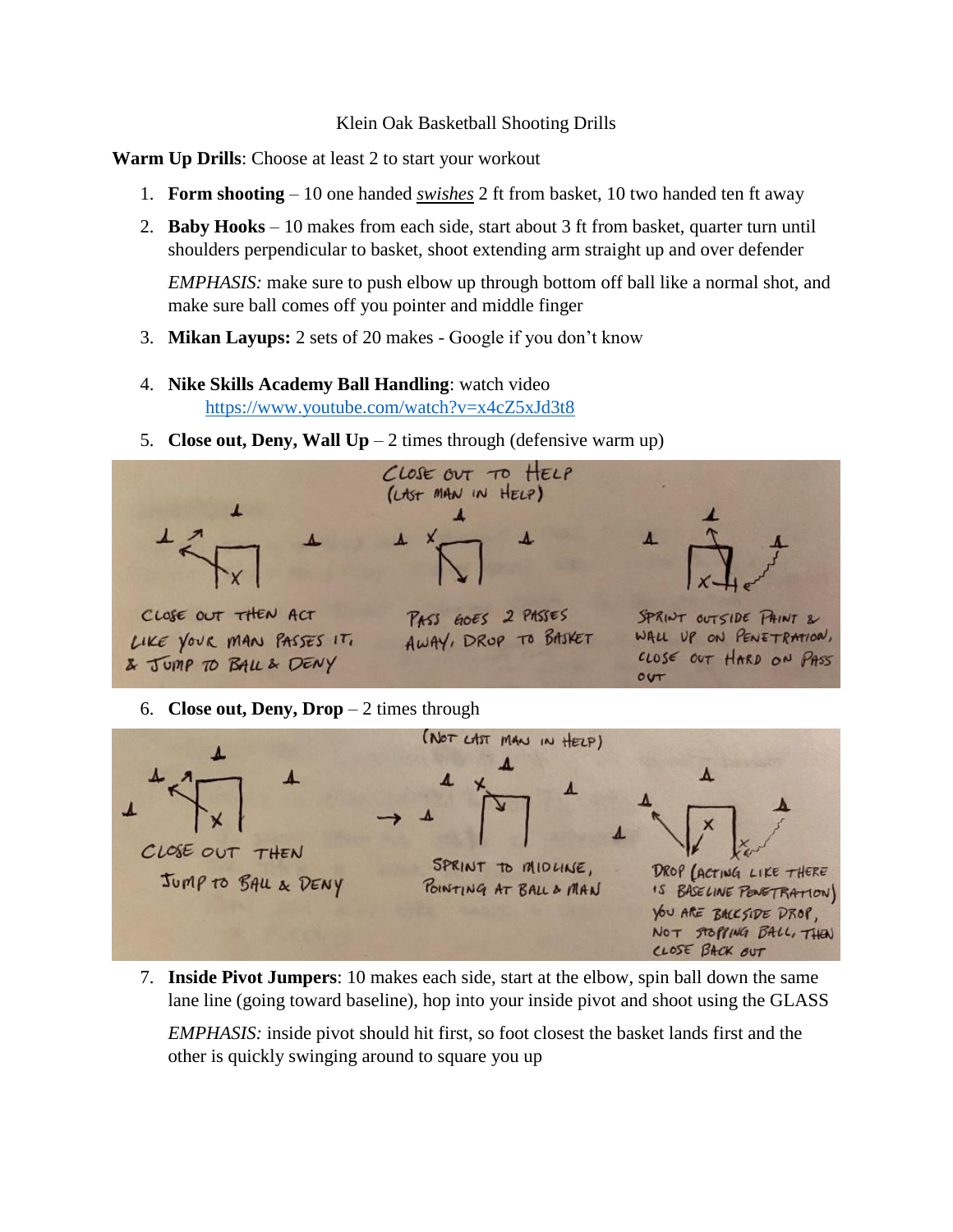Klein Oak Basketball Shooting Drills

**Warm Up Drills**: Choose at least 2 to start your workout

1. **Form shooting** – 10 one handed ***swishes*** 2 ft from basket, 10 two handed ten ft away
2. **Baby Hooks** – 10 makes from each side, start about 3 ft from basket, quarter turn until shoulders perpendicular to basket, shoot extending arm straight up and over defender

   *EMPHASIS:* make sure to push elbow up through bottom off ball like a normal shot, and make sure ball comes off you pointer and middle finger

3. **Mikan Layups:** 2 sets of 20 makes - Google if you don't know
4. **Nike Skills Academy Ball Handling**: watch video
   https://www.youtube.com/watch?v=x4cZ5xJd3t8
5. **Close out, Deny, Wall Up** – 2 times through (defensive warm up)

   CLOSE OUT THEN ACT LIKE YOUR MAN PASSES IT, & JUMP TO BALL & DENY

   CLOSE OUT TO HELP (LAST MAN IN HELP)

   PASS GOES 2 PASSES AWAY, DROP TO BASKET

   SPRINT OUTSIDE PAINT & WALL UP ON PENETRATION, CLOSE OUT HARD ON PASS OUT

6. **Close out, Deny, Drop** – 2 times through

   CLOSE OUT THEN JUMP TO BALL & DENY

   (NOT LAST MAN IN HELP)

   SPRINT TO MIDLINE, POINTING AT BALL & MAN

   DROP (ACTING LIKE THERE IS BASELINE PENETRATION) YOU ARE BACKSIDE DROP, NOT STOPPING BALL, THEN CLOSE BACK OUT

7. **Inside Pivot Jumpers**: 10 makes each side, start at the elbow, spin ball down the same lane line (going toward baseline), hop into your inside pivot and shoot using the GLASS

   *EMPHASIS:* inside pivot should hit first, so foot closest the basket lands first and the other is quickly swinging around to square you up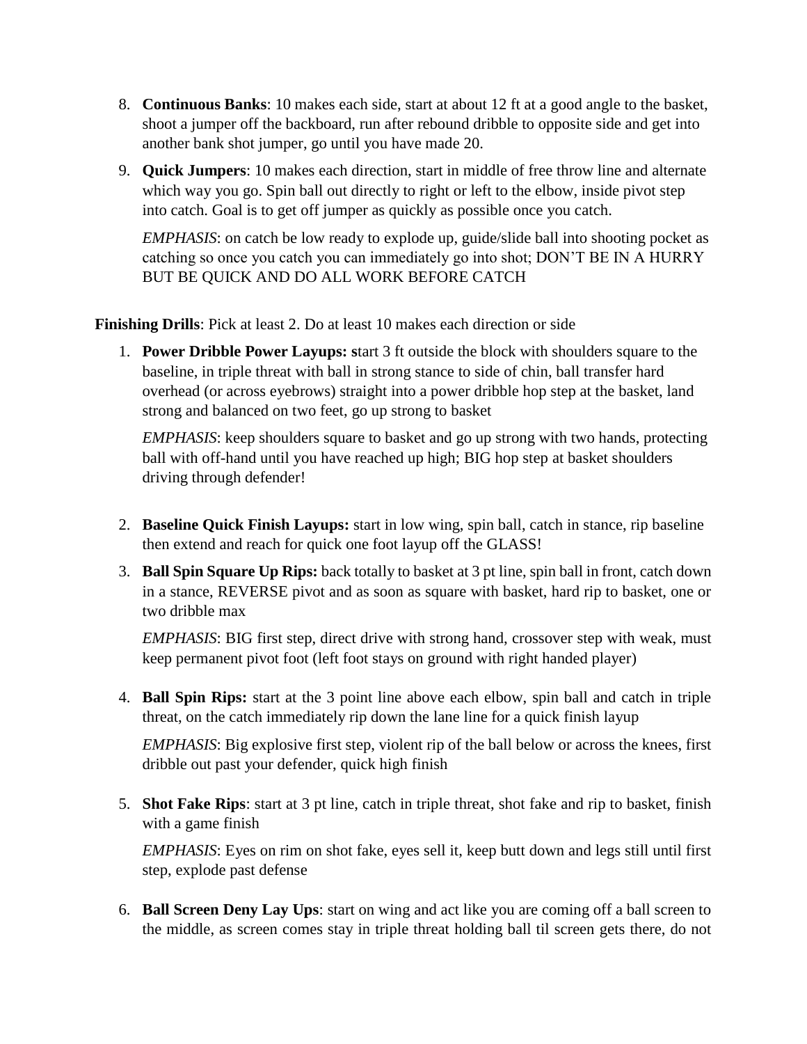8. **Continuous Banks**: 10 makes each side, start at about 12 ft at a good angle to the basket, shoot a jumper off the backboard, run after rebound dribble to opposite side and get into another bank shot jumper, go until you have made 20.

9. **Quick Jumpers**: 10 makes each direction, start in middle of free throw line and alternate which way you go. Spin ball out directly to right or left to the elbow, inside pivot step into catch. Goal is to get off jumper as quickly as possible once you catch.

   *EMPHASIS*: on catch be low ready to explode up, guide/slide ball into shooting pocket as catching so once you catch you can immediately go into shot; DON'T BE IN A HURRY BUT BE QUICK AND DO ALL WORK BEFORE CATCH

**Finishing Drills**: Pick at least 2. Do at least 10 makes each direction or side

1. **Power Dribble Power Layups: s**tart 3 ft outside the block with shoulders square to the baseline, in triple threat with ball in strong stance to side of chin, ball transfer hard overhead (or across eyebrows) straight into a power dribble hop step at the basket, land strong and balanced on two feet, go up strong to basket

   *EMPHASIS*: keep shoulders square to basket and go up strong with two hands, protecting ball with off-hand until you have reached up high; BIG hop step at basket shoulders driving through defender!

2. **Baseline Quick Finish Layups:** start in low wing, spin ball, catch in stance, rip baseline then extend and reach for quick one foot layup off the GLASS!

3. **Ball Spin Square Up Rips:** back totally to basket at 3 pt line, spin ball in front, catch down in a stance, REVERSE pivot and as soon as square with basket, hard rip to basket, one or two dribble max

   *EMPHASIS*: BIG first step, direct drive with strong hand, crossover step with weak, must keep permanent pivot foot (left foot stays on ground with right handed player)

4. **Ball Spin Rips:** start at the 3 point line above each elbow, spin ball and catch in triple threat, on the catch immediately rip down the lane line for a quick finish layup

   *EMPHASIS*: Big explosive first step, violent rip of the ball below or across the knees, first dribble out past your defender, quick high finish

5. **Shot Fake Rips**: start at 3 pt line, catch in triple threat, shot fake and rip to basket, finish with a game finish

   *EMPHASIS*: Eyes on rim on shot fake, eyes sell it, keep butt down and legs still until first step, explode past defense

6. **Ball Screen Deny Lay Ups**: start on wing and act like you are coming off a ball screen to the middle, as screen comes stay in triple threat holding ball til screen gets there, do not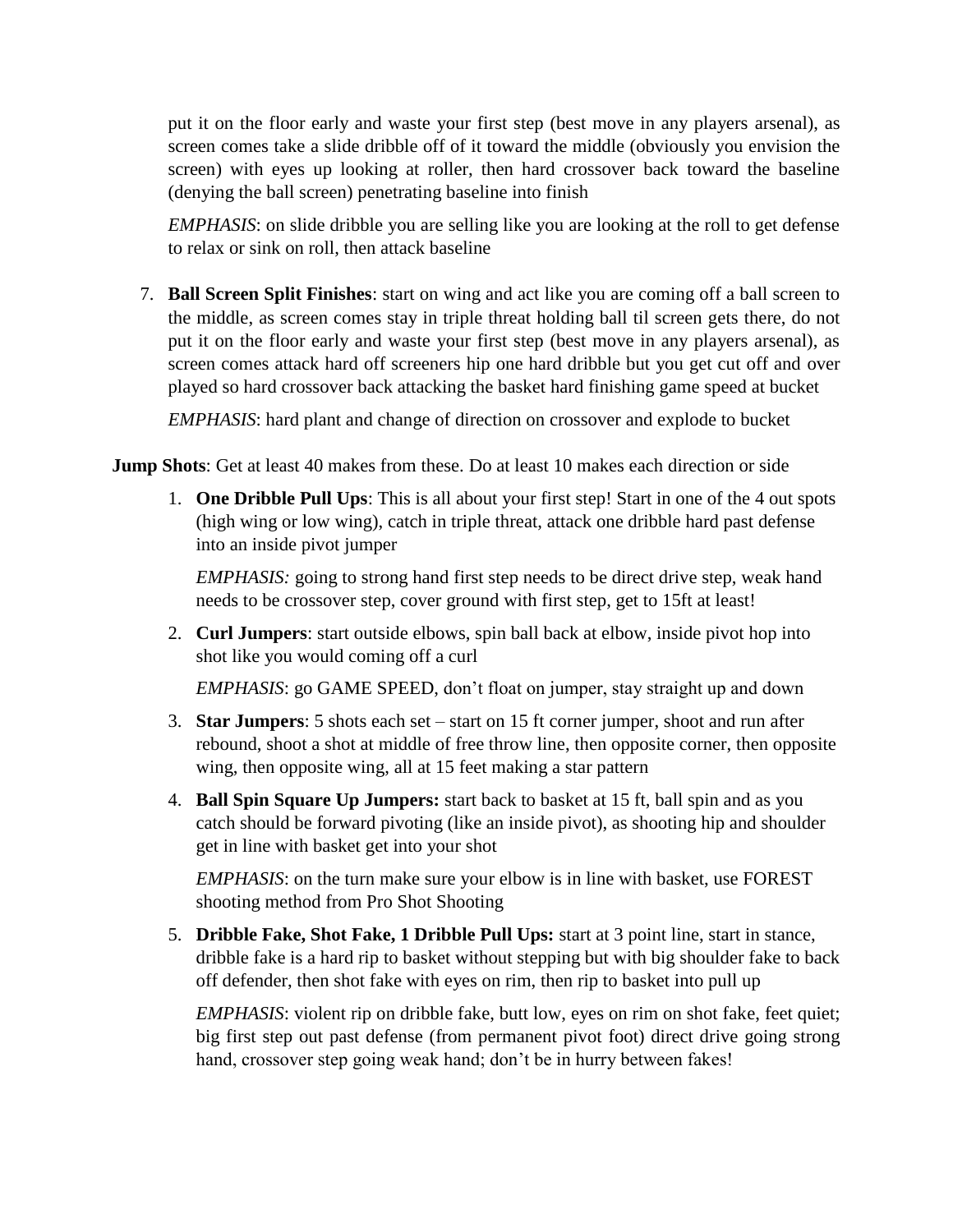put it on the floor early and waste your first step (best move in any players arsenal), as screen comes take a slide dribble off of it toward the middle (obviously you envision the screen) with eyes up looking at roller, then hard crossover back toward the baseline (denying the ball screen) penetrating baseline into finish

*EMPHASIS*: on slide dribble you are selling like you are looking at the roll to get defense to relax or sink on roll, then attack baseline

7. **Ball Screen Split Finishes**: start on wing and act like you are coming off a ball screen to the middle, as screen comes stay in triple threat holding ball til screen gets there, do not put it on the floor early and waste your first step (best move in any players arsenal), as screen comes attack hard off screeners hip one hard dribble but you get cut off and over played so hard crossover back attacking the basket hard finishing game speed at bucket

   *EMPHASIS*: hard plant and change of direction on crossover and explode to bucket

**Jump Shots**: Get at least 40 makes from these. Do at least 10 makes each direction or side

1. **One Dribble Pull Ups**: This is all about your first step! Start in one of the 4 out spots (high wing or low wing), catch in triple threat, attack one dribble hard past defense into an inside pivot jumper

   *EMPHASIS:* going to strong hand first step needs to be direct drive step, weak hand needs to be crossover step, cover ground with first step, get to 15ft at least!

2. **Curl Jumpers**: start outside elbows, spin ball back at elbow, inside pivot hop into shot like you would coming off a curl

   *EMPHASIS*: go GAME SPEED, don't float on jumper, stay straight up and down

3. **Star Jumpers**: 5 shots each set – start on 15 ft corner jumper, shoot and run after rebound, shoot a shot at middle of free throw line, then opposite corner, then opposite wing, then opposite wing, all at 15 feet making a star pattern

4. **Ball Spin Square Up Jumpers:** start back to basket at 15 ft, ball spin and as you catch should be forward pivoting (like an inside pivot), as shooting hip and shoulder get in line with basket get into your shot

   *EMPHASIS*: on the turn make sure your elbow is in line with basket, use FOREST shooting method from Pro Shot Shooting

5. **Dribble Fake, Shot Fake, 1 Dribble Pull Ups:** start at 3 point line, start in stance, dribble fake is a hard rip to basket without stepping but with big shoulder fake to back off defender, then shot fake with eyes on rim, then rip to basket into pull up

   *EMPHASIS*: violent rip on dribble fake, butt low, eyes on rim on shot fake, feet quiet; big first step out past defense (from permanent pivot foot) direct drive going strong hand, crossover step going weak hand; don't be in hurry between fakes!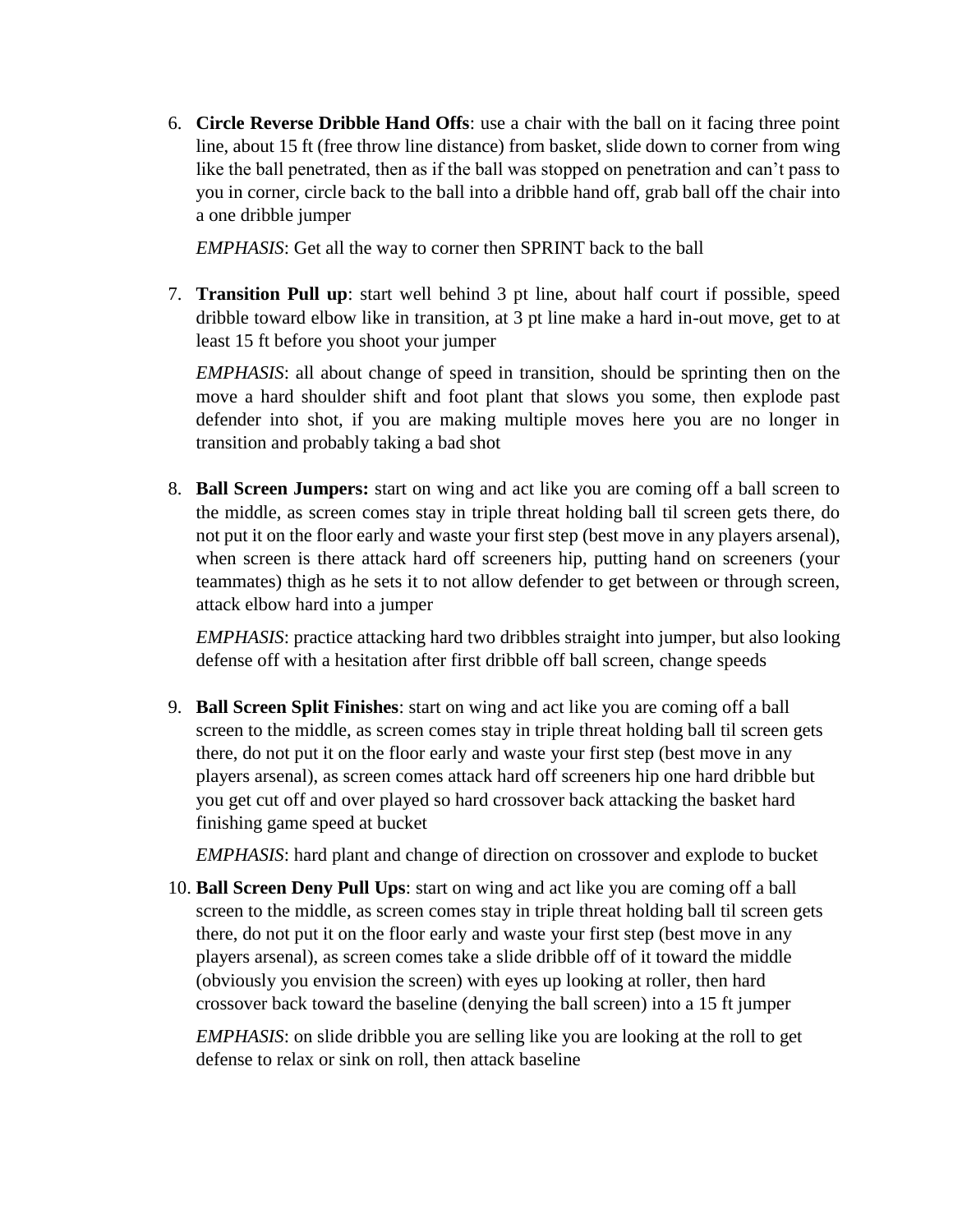6. **Circle Reverse Dribble Hand Offs**: use a chair with the ball on it facing three point line, about 15 ft (free throw line distance) from basket, slide down to corner from wing like the ball penetrated, then as if the ball was stopped on penetration and can't pass to you in corner, circle back to the ball into a dribble hand off, grab ball off the chair into a one dribble jumper

   *EMPHASIS*: Get all the way to corner then SPRINT back to the ball

7. **Transition Pull up**: start well behind 3 pt line, about half court if possible, speed dribble toward elbow like in transition, at 3 pt line make a hard in-out move, get to at least 15 ft before you shoot your jumper

   *EMPHASIS*: all about change of speed in transition, should be sprinting then on the move a hard shoulder shift and foot plant that slows you some, then explode past defender into shot, if you are making multiple moves here you are no longer in transition and probably taking a bad shot

8. **Ball Screen Jumpers:** start on wing and act like you are coming off a ball screen to the middle, as screen comes stay in triple threat holding ball til screen gets there, do not put it on the floor early and waste your first step (best move in any players arsenal), when screen is there attack hard off screeners hip, putting hand on screeners (your teammates) thigh as he sets it to not allow defender to get between or through screen, attack elbow hard into a jumper

   *EMPHASIS*: practice attacking hard two dribbles straight into jumper, but also looking defense off with a hesitation after first dribble off ball screen, change speeds

9. **Ball Screen Split Finishes**: start on wing and act like you are coming off a ball screen to the middle, as screen comes stay in triple threat holding ball til screen gets there, do not put it on the floor early and waste your first step (best move in any players arsenal), as screen comes attack hard off screeners hip one hard dribble but you get cut off and over played so hard crossover back attacking the basket hard finishing game speed at bucket

   *EMPHASIS*: hard plant and change of direction on crossover and explode to bucket

10. **Ball Screen Deny Pull Ups**: start on wing and act like you are coming off a ball screen to the middle, as screen comes stay in triple threat holding ball til screen gets there, do not put it on the floor early and waste your first step (best move in any players arsenal), as screen comes take a slide dribble off of it toward the middle (obviously you envision the screen) with eyes up looking at roller, then hard crossover back toward the baseline (denying the ball screen) into a 15 ft jumper

    *EMPHASIS*: on slide dribble you are selling like you are looking at the roll to get defense to relax or sink on roll, then attack baseline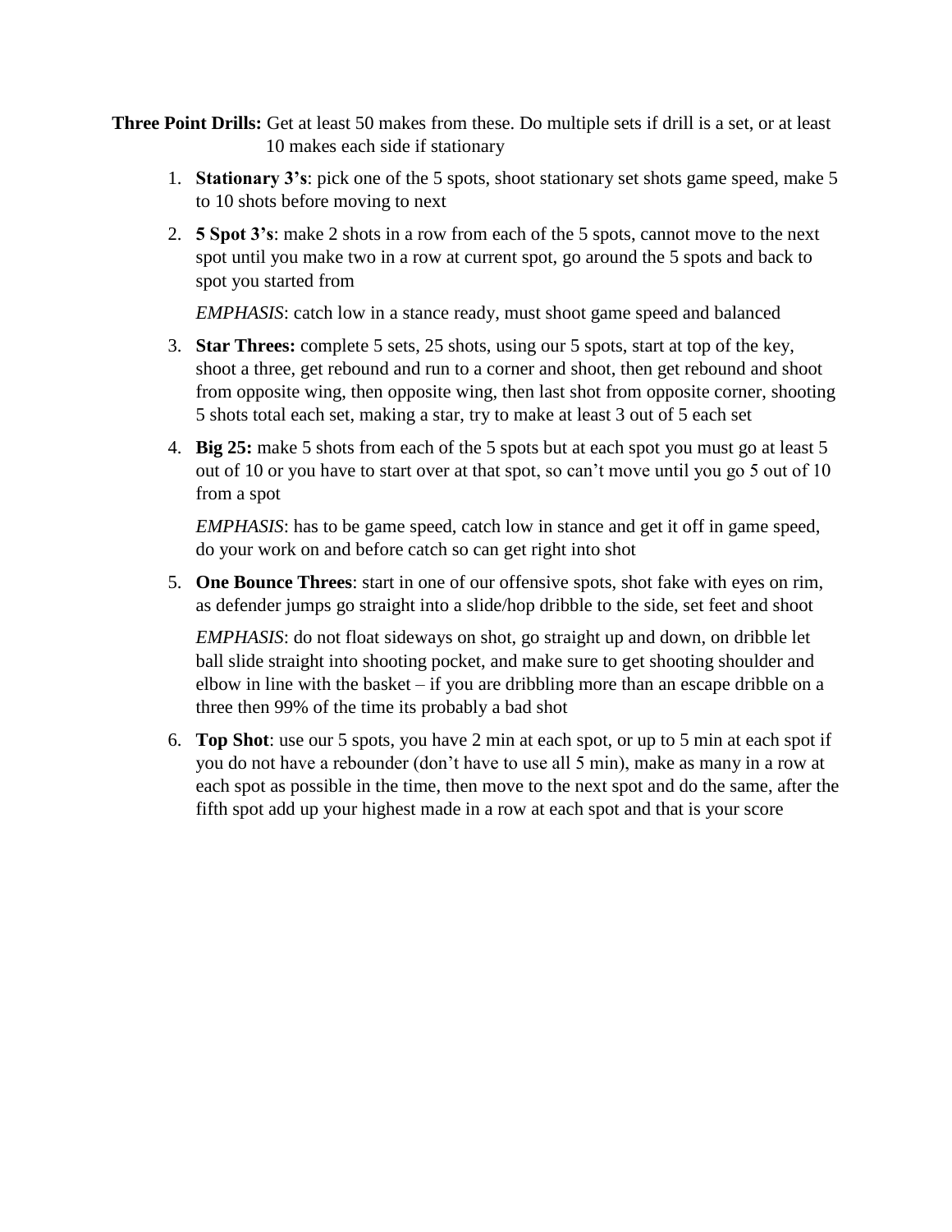**Three Point Drills:** Get at least 50 makes from these. Do multiple sets if drill is a set, or at least 10 makes each side if stationary

1. **Stationary 3's**: pick one of the 5 spots, shoot stationary set shots game speed, make 5 to 10 shots before moving to next
2. **5 Spot 3's**: make 2 shots in a row from each of the 5 spots, cannot move to the next spot until you make two in a row at current spot, go around the 5 spots and back to spot you started from

   *EMPHASIS*: catch low in a stance ready, must shoot game speed and balanced

3. **Star Threes:** complete 5 sets, 25 shots, using our 5 spots, start at top of the key, shoot a three, get rebound and run to a corner and shoot, then get rebound and shoot from opposite wing, then opposite wing, then last shot from opposite corner, shooting 5 shots total each set, making a star, try to make at least 3 out of 5 each set
4. **Big 25:** make 5 shots from each of the 5 spots but at each spot you must go at least 5 out of 10 or you have to start over at that spot, so can't move until you go 5 out of 10 from a spot

   *EMPHASIS*: has to be game speed, catch low in stance and get it off in game speed, do your work on and before catch so can get right into shot

5. **One Bounce Threes**: start in one of our offensive spots, shot fake with eyes on rim, as defender jumps go straight into a slide/hop dribble to the side, set feet and shoot

   *EMPHASIS*: do not float sideways on shot, go straight up and down, on dribble let ball slide straight into shooting pocket, and make sure to get shooting shoulder and elbow in line with the basket – if you are dribbling more than an escape dribble on a three then 99% of the time its probably a bad shot

6. **Top Shot**: use our 5 spots, you have 2 min at each spot, or up to 5 min at each spot if you do not have a rebounder (don't have to use all 5 min), make as many in a row at each spot as possible in the time, then move to the next spot and do the same, after the fifth spot add up your highest made in a row at each spot and that is your score